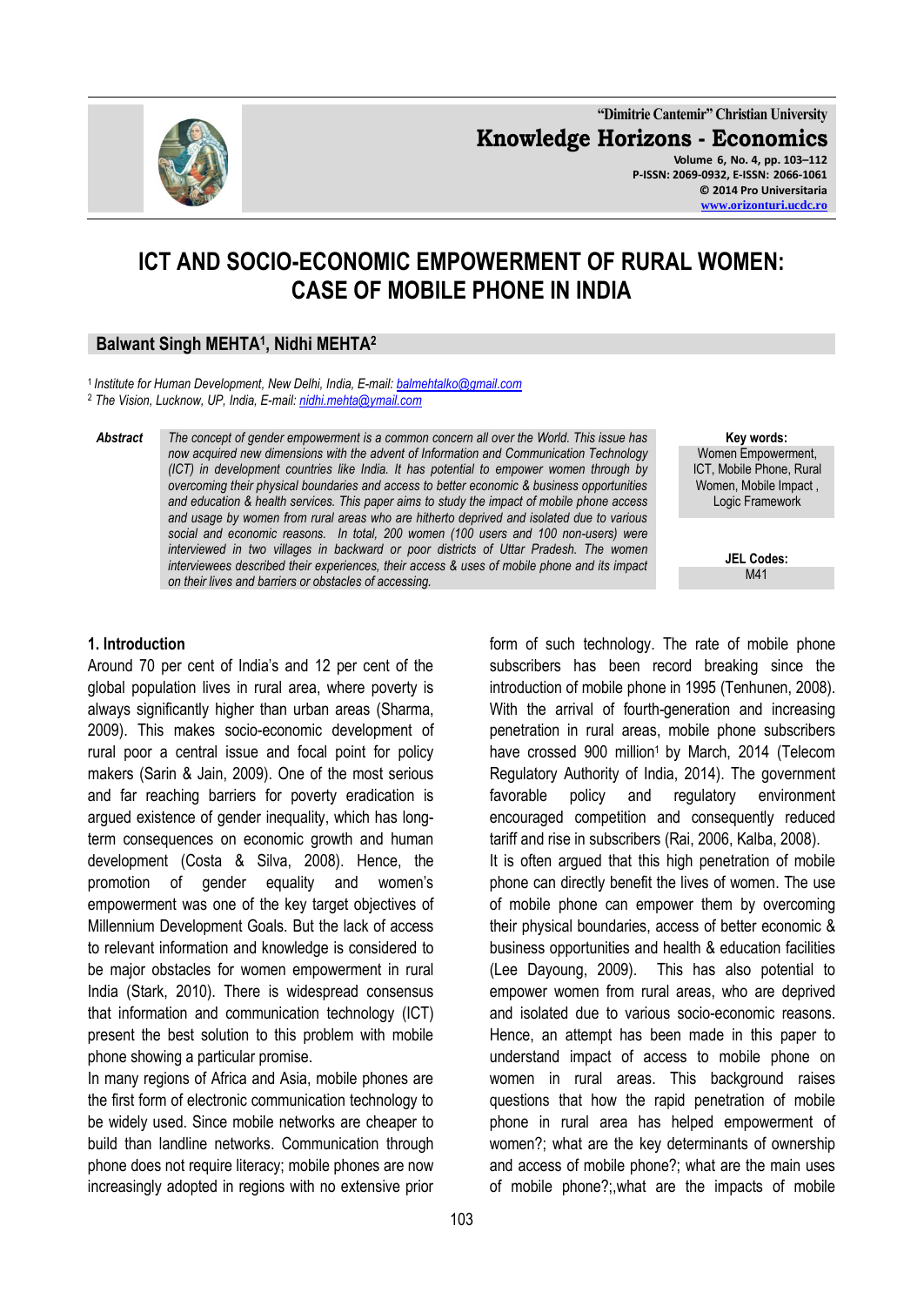# ICT AND SOCIO-ECONOMIC EMPOWERMENT OF RURAL WOMEN: CASE OF MOBILE PHONE IN INDIA

**Balwant Singh MEHTA[1], Nidhi MEHTA[2]**

[1] *Institute for Human Development, New Delhi, India, E-mail: balmehtalko@gmail.com*
[2] *The Vision, Lucknow, UP, India, E-mail: nidhi.mehta@ymail.com*

***Abstract*** *The concept of gender empowerment is a common concern all over the World. This issue has now acquired new dimensions with the advent of Information and Communication Technology (ICT) in development countries like India. It has potential to empower women through by overcoming their physical boundaries and access to better economic & business opportunities and education & health services. This paper aims to study the impact of mobile phone access and usage by women from rural areas who are hitherto deprived and isolated due to various social and economic reasons. In total, 200 women (100 users and 100 non-users) were interviewed in two villages in backward or poor districts of Uttar Pradesh. The women interviewees described their experiences, their access & uses of mobile phone and its impact on their lives and barriers or obstacles of accessing.*

**Key words:** Women Empowerment, ICT, Mobile Phone, Rural Women, Mobile Impact, Logic Framework

**JEL Codes:** M41

## 1. Introduction

Around 70 per cent of India's and 12 per cent of the global population lives in rural area, where poverty is always significantly higher than urban areas (Sharma, 2009). This makes socio-economic development of rural poor a central issue and focal point for policy makers (Sarin & Jain, 2009). One of the most serious and far reaching barriers for poverty eradication is argued existence of gender inequality, which has long-term consequences on economic growth and human development (Costa & Silva, 2008). Hence, the promotion of gender equality and women's empowerment was one of the key target objectives of Millennium Development Goals. But the lack of access to relevant information and knowledge is considered to be major obstacles for women empowerment in rural India (Stark, 2010). There is widespread consensus that information and communication technology (ICT) present the best solution to this problem with mobile phone showing a particular promise.

In many regions of Africa and Asia, mobile phones are the first form of electronic communication technology to be widely used. Since mobile networks are cheaper to build than landline networks. Communication through phone does not require literacy; mobile phones are now increasingly adopted in regions with no extensive prior form of such technology. The rate of mobile phone subscribers has been record breaking since the introduction of mobile phone in 1995 (Tenhunen, 2008). With the arrival of fourth-generation and increasing penetration in rural areas, mobile phone subscribers have crossed 900 million[1] by March, 2014 (Telecom Regulatory Authority of India, 2014). The government favorable policy and regulatory environment encouraged competition and consequently reduced tariff and rise in subscribers (Rai, 2006, Kalba, 2008).

It is often argued that this high penetration of mobile phone can directly benefit the lives of women. The use of mobile phone can empower them by overcoming their physical boundaries, access of better economic & business opportunities and health & education facilities (Lee Dayoung, 2009). This has also potential to empower women from rural areas, who are deprived and isolated due to various socio-economic reasons. Hence, an attempt has been made in this paper to understand impact of access to mobile phone on women in rural areas. This background raises questions that how the rapid penetration of mobile phone in rural area has helped empowerment of women?; what are the key determinants of ownership and access of mobile phone?; what are the main uses of mobile phone?;,what are the impacts of mobile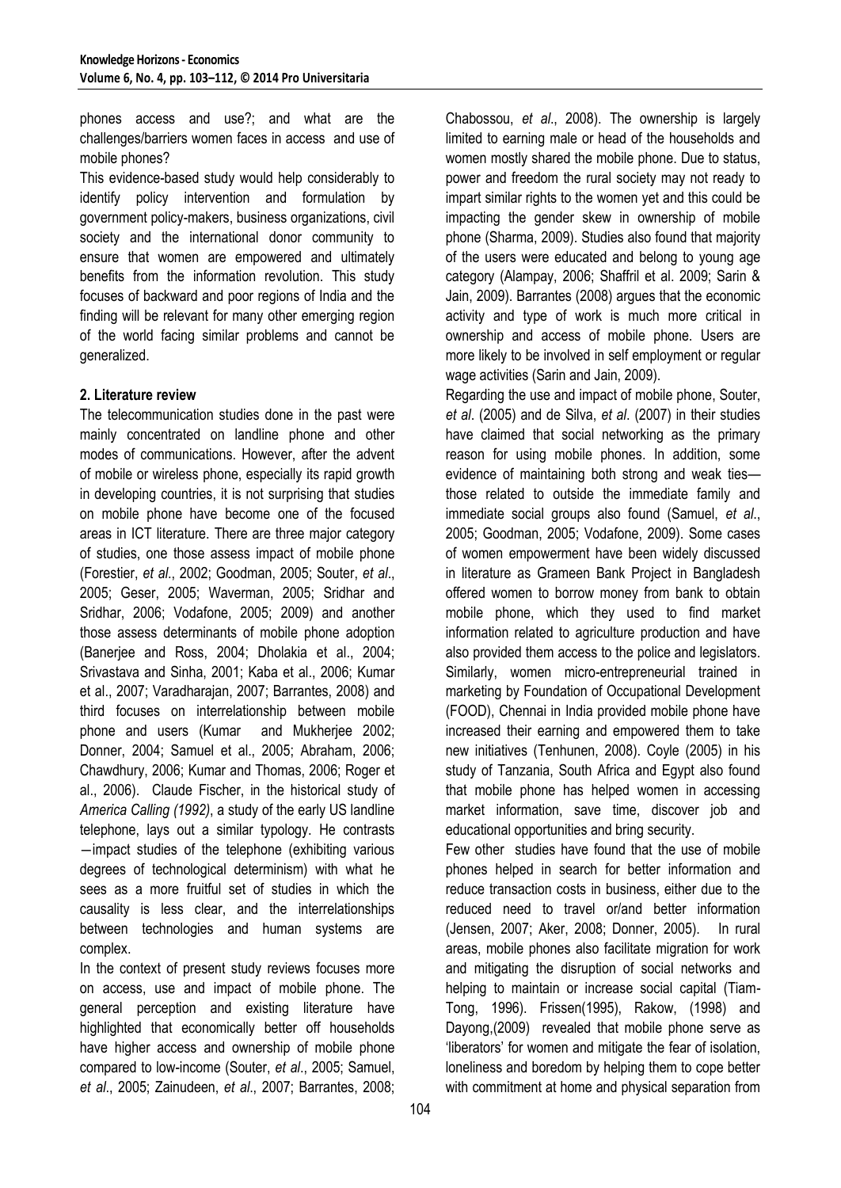phones access and use?; and what are the challenges/barriers women faces in access and use of mobile phones?

This evidence-based study would help considerably to identify policy intervention and formulation by government policy-makers, business organizations, civil society and the international donor community to ensure that women are empowered and ultimately benefits from the information revolution. This study focuses of backward and poor regions of India and the finding will be relevant for many other emerging region of the world facing similar problems and cannot be generalized.

## 2. Literature review

The telecommunication studies done in the past were mainly concentrated on landline phone and other modes of communications. However, after the advent of mobile or wireless phone, especially its rapid growth in developing countries, it is not surprising that studies on mobile phone have become one of the focused areas in ICT literature. There are three major category of studies, one those assess impact of mobile phone (Forestier, *et al*., 2002; Goodman, 2005; Souter, *et al*., 2005; Geser, 2005; Waverman, 2005; Sridhar and Sridhar, 2006; Vodafone, 2005; 2009) and another those assess determinants of mobile phone adoption (Banerjee and Ross, 2004; Dholakia et al., 2004; Srivastava and Sinha, 2001; Kaba et al., 2006; Kumar et al., 2007; Varadharajan, 2007; Barrantes, 2008) and third focuses on interrelationship between mobile phone and users (Kumar and Mukherjee 2002; Donner, 2004; Samuel et al., 2005; Abraham, 2006; Chawdhury, 2006; Kumar and Thomas, 2006; Roger et al., 2006). Claude Fischer, in the historical study of *America Calling (1992)*, a study of the early US landline telephone, lays out a similar typology. He contrasts —impact studies of the telephone (exhibiting various degrees of technological determinism) with what he sees as a more fruitful set of studies in which the causality is less clear, and the interrelationships between technologies and human systems are complex.

In the context of present study reviews focuses more on access, use and impact of mobile phone. The general perception and existing literature have highlighted that economically better off households have higher access and ownership of mobile phone compared to low-income (Souter, *et al*., 2005; Samuel, *et al*., 2005; Zainudeen, *et al*., 2007; Barrantes, 2008; Chabossou, *et al*., 2008). The ownership is largely limited to earning male or head of the households and women mostly shared the mobile phone. Due to status, power and freedom the rural society may not ready to impart similar rights to the women yet and this could be impacting the gender skew in ownership of mobile phone (Sharma, 2009). Studies also found that majority of the users were educated and belong to young age category (Alampay, 2006; Shaffril et al. 2009; Sarin & Jain, 2009). Barrantes (2008) argues that the economic activity and type of work is much more critical in ownership and access of mobile phone. Users are more likely to be involved in self employment or regular wage activities (Sarin and Jain, 2009).

Regarding the use and impact of mobile phone, Souter, *et al*. (2005) and de Silva, *et al*. (2007) in their studies have claimed that social networking as the primary reason for using mobile phones. In addition, some evidence of maintaining both strong and weak ties—those related to outside the immediate family and immediate social groups also found (Samuel, *et al*., 2005; Goodman, 2005; Vodafone, 2009). Some cases of women empowerment have been widely discussed in literature as Grameen Bank Project in Bangladesh offered women to borrow money from bank to obtain mobile phone, which they used to find market information related to agriculture production and have also provided them access to the police and legislators. Similarly, women micro-entrepreneurial trained in marketing by Foundation of Occupational Development (FOOD), Chennai in India provided mobile phone have increased their earning and empowered them to take new initiatives (Tenhunen, 2008). Coyle (2005) in his study of Tanzania, South Africa and Egypt also found that mobile phone has helped women in accessing market information, save time, discover job and educational opportunities and bring security.

Few other studies have found that the use of mobile phones helped in search for better information and reduce transaction costs in business, either due to the reduced need to travel or/and better information (Jensen, 2007; Aker, 2008; Donner, 2005). In rural areas, mobile phones also facilitate migration for work and mitigating the disruption of social networks and helping to maintain or increase social capital (Tiam-Tong, 1996). Frissen(1995), Rakow, (1998) and Dayong,(2009) revealed that mobile phone serve as 'liberators' for women and mitigate the fear of isolation, loneliness and boredom by helping them to cope better with commitment at home and physical separation from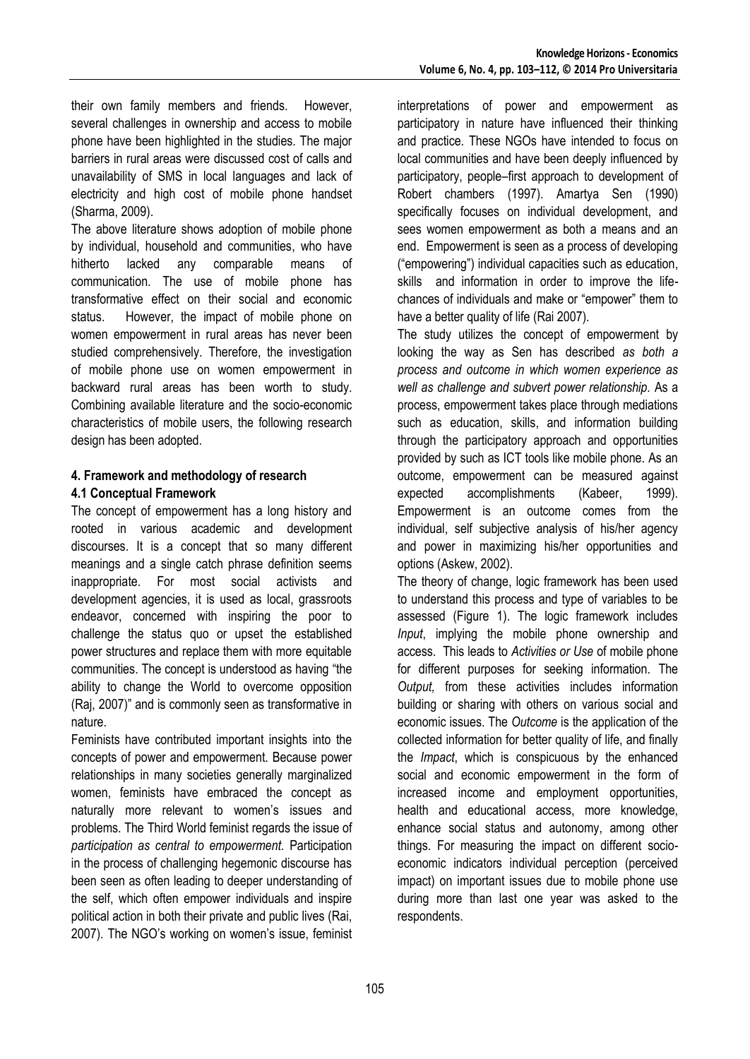their own family members and friends. However, several challenges in ownership and access to mobile phone have been highlighted in the studies. The major barriers in rural areas were discussed cost of calls and unavailability of SMS in local languages and lack of electricity and high cost of mobile phone handset (Sharma, 2009).

The above literature shows adoption of mobile phone by individual, household and communities, who have hitherto lacked any comparable means of communication. The use of mobile phone has transformative effect on their social and economic status. However, the impact of mobile phone on women empowerment in rural areas has never been studied comprehensively. Therefore, the investigation of mobile phone use on women empowerment in backward rural areas has been worth to study. Combining available literature and the socio-economic characteristics of mobile users, the following research design has been adopted.

## 4. Framework and methodology of research

### 4.1 Conceptual Framework

The concept of empowerment has a long history and rooted in various academic and development discourses. It is a concept that so many different meanings and a single catch phrase definition seems inappropriate. For most social activists and development agencies, it is used as local, grassroots endeavor, concerned with inspiring the poor to challenge the status quo or upset the established power structures and replace them with more equitable communities. The concept is understood as having "the ability to change the World to overcome opposition (Raj, 2007)" and is commonly seen as transformative in nature.

Feminists have contributed important insights into the concepts of power and empowerment. Because power relationships in many societies generally marginalized women, feminists have embraced the concept as naturally more relevant to women's issues and problems. The Third World feminist regards the issue of *participation as central to empowerment.* Participation in the process of challenging hegemonic discourse has been seen as often leading to deeper understanding of the self, which often empower individuals and inspire political action in both their private and public lives (Rai, 2007). The NGO's working on women's issue, feminist interpretations of power and empowerment as participatory in nature have influenced their thinking and practice. These NGOs have intended to focus on local communities and have been deeply influenced by participatory, people–first approach to development of Robert chambers (1997). Amartya Sen (1990) specifically focuses on individual development, and sees women empowerment as both a means and an end. Empowerment is seen as a process of developing ("empowering") individual capacities such as education, skills and information in order to improve the life-chances of individuals and make or "empower" them to have a better quality of life (Rai 2007).

The study utilizes the concept of empowerment by looking the way as Sen has described *as both a process and outcome in which women experience as well as challenge and subvert power relationship.* As a process, empowerment takes place through mediations such as education, skills, and information building through the participatory approach and opportunities provided by such as ICT tools like mobile phone. As an outcome, empowerment can be measured against expected accomplishments (Kabeer, 1999). Empowerment is an outcome comes from the individual, self subjective analysis of his/her agency and power in maximizing his/her opportunities and options (Askew, 2002).

The theory of change, logic framework has been used to understand this process and type of variables to be assessed (Figure 1). The logic framework includes *Input*, implying the mobile phone ownership and access. This leads to *Activities or Use* of mobile phone for different purposes for seeking information. The *Output,* from these activities includes information building or sharing with others on various social and economic issues. The *Outcome* is the application of the collected information for better quality of life, and finally the *Impact*, which is conspicuous by the enhanced social and economic empowerment in the form of increased income and employment opportunities, health and educational access, more knowledge, enhance social status and autonomy, among other things. For measuring the impact on different socio-economic indicators individual perception (perceived impact) on important issues due to mobile phone use during more than last one year was asked to the respondents.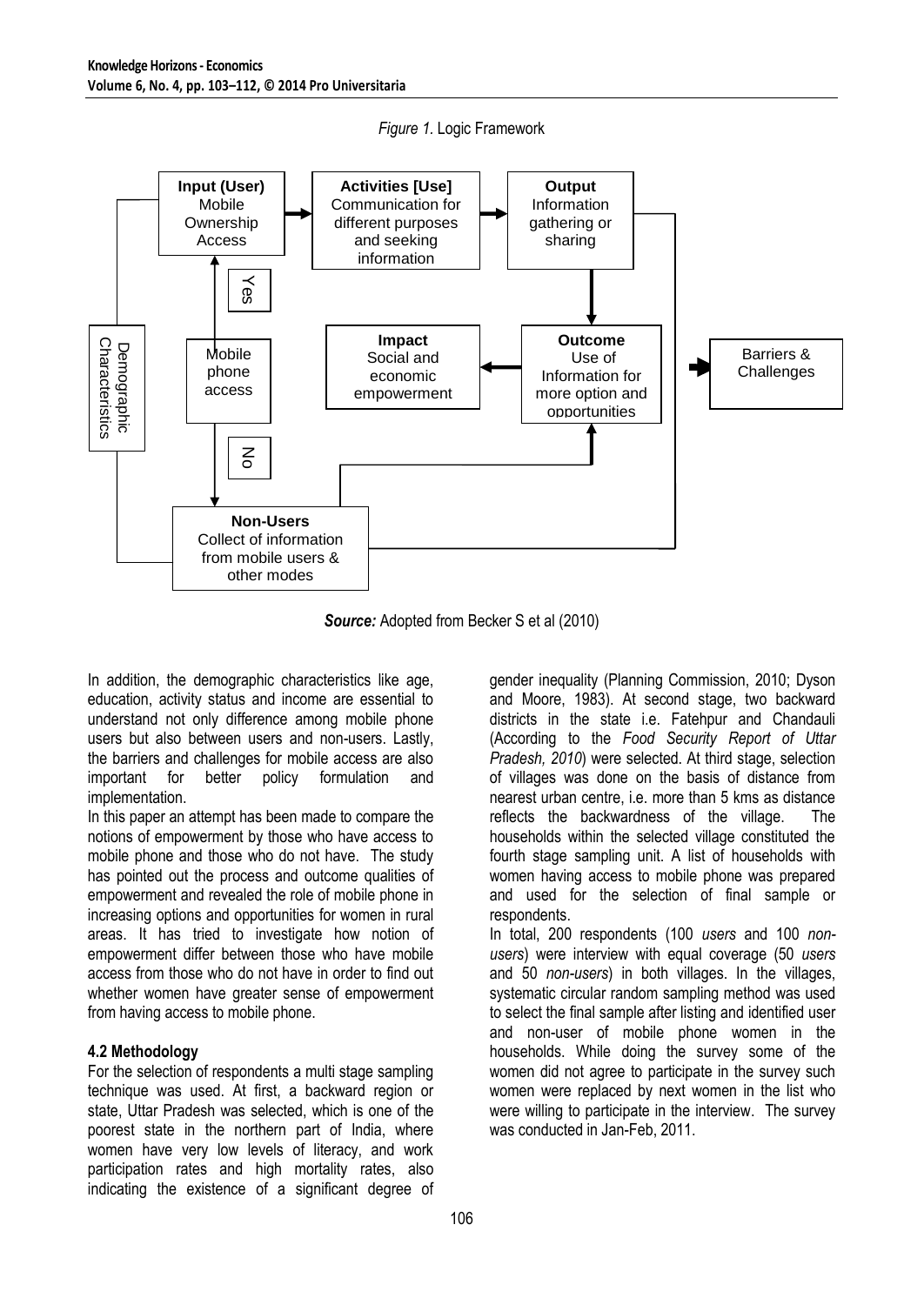*Figure 1.* Logic Framework

**Input (User)** Mobile Ownership Access

**Activities [Use]** Communication for different purposes and seeking information

**Output** Information gathering or sharing

Yes

Demographic Characteristics

Mobile phone access

**Impact** Social and economic empowerment

**Outcome** Use of Information for more option and opportunities

Barriers & Challenges

No

**Non-Users** Collect of information from mobile users & other modes

***Source:*** Adopted from Becker S et al (2010)

In addition, the demographic characteristics like age, education, activity status and income are essential to understand not only difference among mobile phone users but also between users and non-users. Lastly, the barriers and challenges for mobile access are also important for better policy formulation and implementation.

In this paper an attempt has been made to compare the notions of empowerment by those who have access to mobile phone and those who do not have. The study has pointed out the process and outcome qualities of empowerment and revealed the role of mobile phone in increasing options and opportunities for women in rural areas. It has tried to investigate how notion of empowerment differ between those who have mobile access from those who do not have in order to find out whether women have greater sense of empowerment from having access to mobile phone.

### 4.2 Methodology

For the selection of respondents a multi stage sampling technique was used. At first, a backward region or state, Uttar Pradesh was selected, which is one of the poorest state in the northern part of India, where women have very low levels of literacy, and work participation rates and high mortality rates, also indicating the existence of a significant degree of gender inequality (Planning Commission, 2010; Dyson and Moore, 1983). At second stage, two backward districts in the state i.e. Fatehpur and Chandauli (According to the *Food Security Report of Uttar Pradesh, 2010*) were selected. At third stage, selection of villages was done on the basis of distance from nearest urban centre, i.e. more than 5 kms as distance reflects the backwardness of the village. The households within the selected village constituted the fourth stage sampling unit. A list of households with women having access to mobile phone was prepared and used for the selection of final sample or respondents.

In total, 200 respondents (100 *users* and 100 *non-users*) were interview with equal coverage (50 *users* and 50 *non-users*) in both villages. In the villages, systematic circular random sampling method was used to select the final sample after listing and identified user and non-user of mobile phone women in the households. While doing the survey some of the women did not agree to participate in the survey such women were replaced by next women in the list who were willing to participate in the interview. The survey was conducted in Jan-Feb, 2011.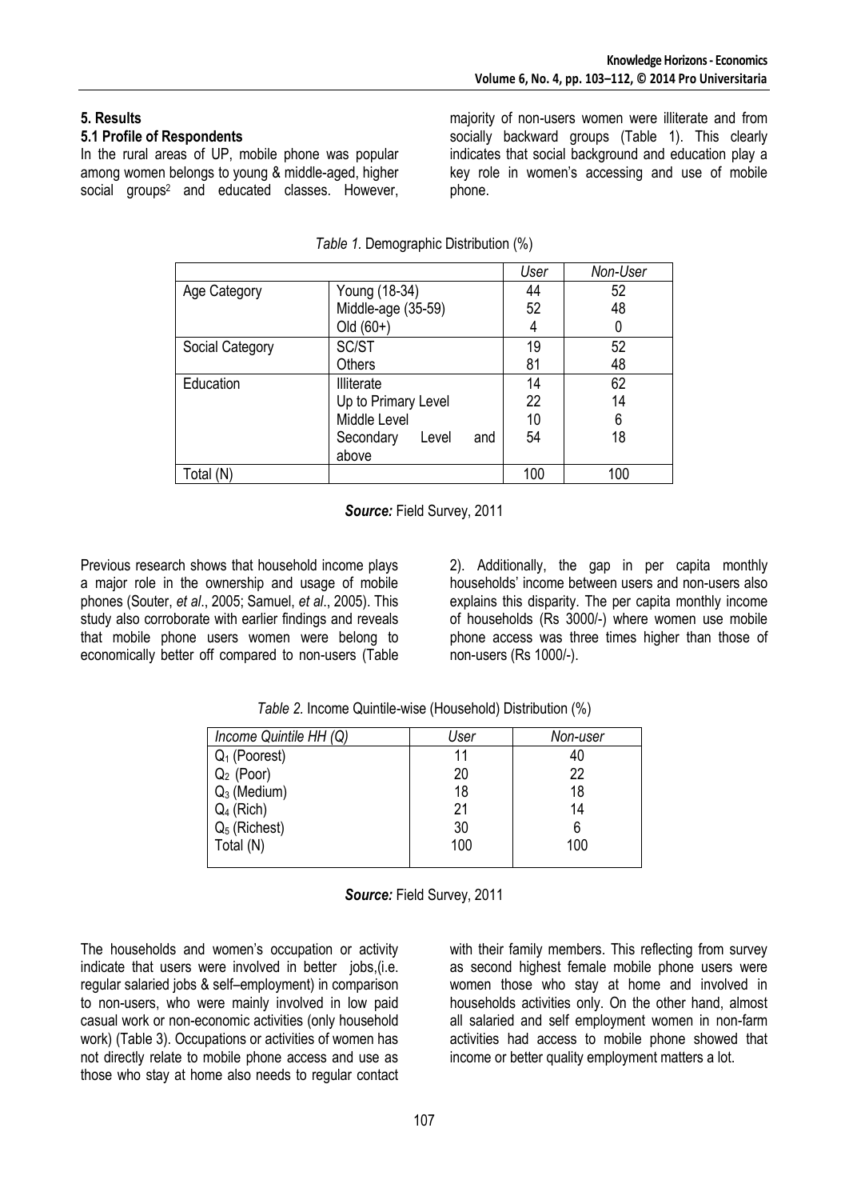## 5. Results

### 5.1 Profile of Respondents

In the rural areas of UP, mobile phone was popular among women belongs to young & middle-aged, higher social groups[2] and educated classes. However, majority of non-users women were illiterate and from socially backward groups (Table 1). This clearly indicates that social background and education play a key role in women's accessing and use of mobile phone.

*Table 1.* Demographic Distribution (%)

| | | *User* | *Non-User* |
|---|---|---|---|
| Age Category | Young (18-34) | 44 | 52 |
| | Middle-age (35-59) | 52 | 48 |
| | Old (60+) | 4 | 0 |
| Social Category | SC/ST | 19 | 52 |
| | Others | 81 | 48 |
| Education | Illiterate | 14 | 62 |
| | Up to Primary Level | 22 | 14 |
| | Middle Level | 10 | 6 |
| | Secondary Level and above | 54 | 18 |
| Total (N) | | 100 | 100 |

***Source:*** Field Survey, 2011

Previous research shows that household income plays a major role in the ownership and usage of mobile phones (Souter, *et al*., 2005; Samuel, *et al*., 2005). This study also corroborate with earlier findings and reveals that mobile phone users women were belong to economically better off compared to non-users (Table 2). Additionally, the gap in per capita monthly households' income between users and non-users also explains this disparity. The per capita monthly income of households (Rs 3000/-) where women use mobile phone access was three times higher than those of non-users (Rs 1000/-).

*Table 2.* Income Quintile-wise (Household) Distribution (%)

| *Income Quintile HH (Q)* | *User* | *Non-user* |
|---|---|---|
| $Q_1$ (Poorest) | 11 | 40 |
| $Q_2$ (Poor) | 20 | 22 |
| $Q_3$ (Medium) | 18 | 18 |
| $Q_4$ (Rich) | 21 | 14 |
| $Q_5$ (Richest) | 30 | 6 |
| Total (N) | 100 | 100 |

***Source:*** Field Survey, 2011

The households and women's occupation or activity indicate that users were involved in better jobs,(i.e. regular salaried jobs & self–employment) in comparison to non-users, who were mainly involved in low paid casual work or non-economic activities (only household work) (Table 3). Occupations or activities of women has not directly relate to mobile phone access and use as those who stay at home also needs to regular contact with their family members. This reflecting from survey as second highest female mobile phone users were women those who stay at home and involved in households activities only. On the other hand, almost all salaried and self employment women in non-farm activities had access to mobile phone showed that income or better quality employment matters a lot.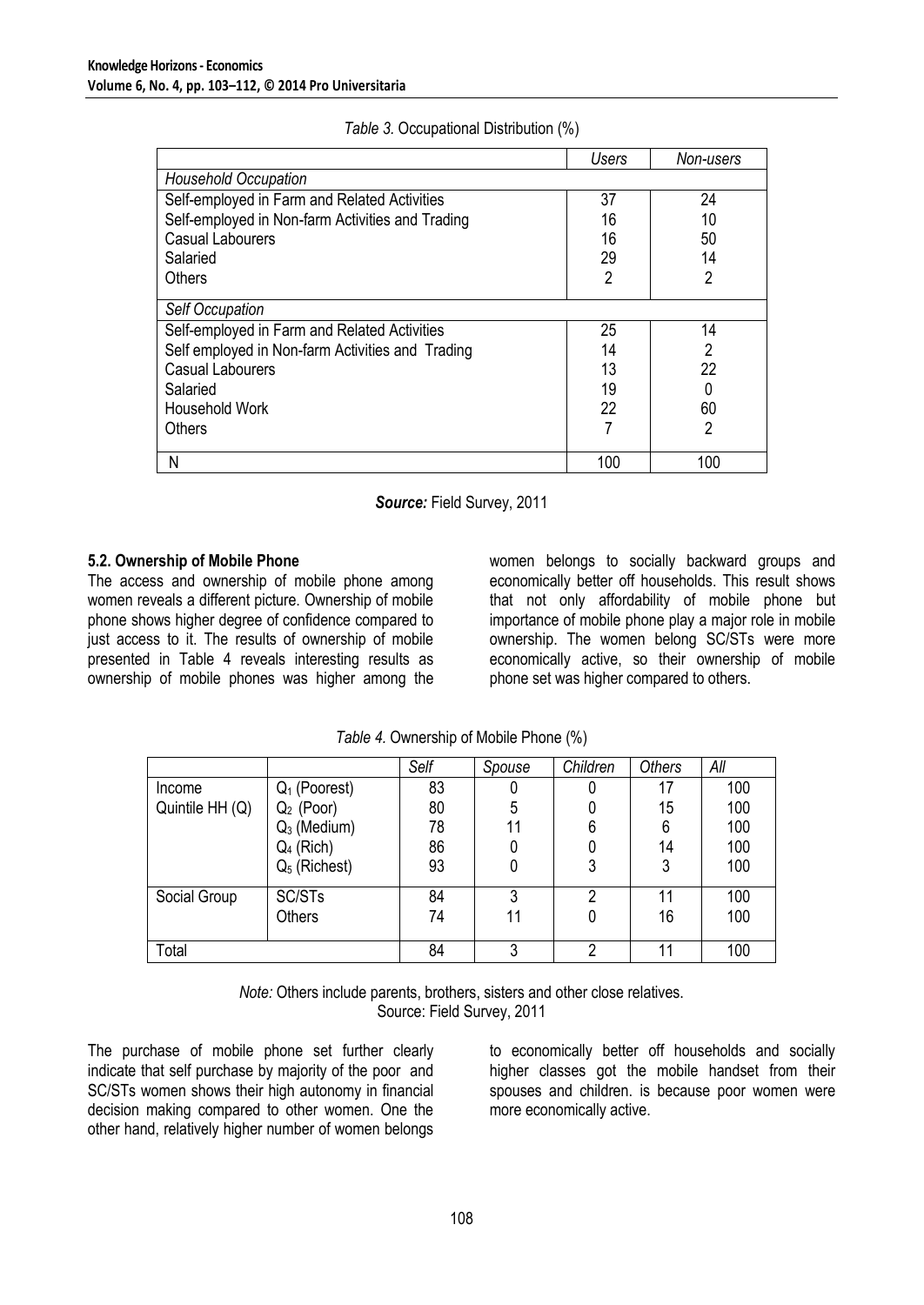*Table 3.* Occupational Distribution (%)

| | *Users* | *Non-users* |
|---|---|---|
| *Household Occupation* | | |
| Self-employed in Farm and Related Activities | 37 | 24 |
| Self-employed in Non-farm Activities and Trading | 16 | 10 |
| Casual Labourers | 16 | 50 |
| Salaried | 29 | 14 |
| Others | 2 | 2 |
| *Self Occupation* | | |
| Self-employed in Farm and Related Activities | 25 | 14 |
| Self employed in Non-farm Activities and Trading | 14 | 2 |
| Casual Labourers | 13 | 22 |
| Salaried | 19 | 0 |
| Household Work | 22 | 60 |
| Others | 7 | 2 |
| N | 100 | 100 |

***Source:*** Field Survey, 2011

**5.2. Ownership of Mobile Phone**

The access and ownership of mobile phone among women reveals a different picture. Ownership of mobile phone shows higher degree of confidence compared to just access to it. The results of ownership of mobile presented in Table 4 reveals interesting results as ownership of mobile phones was higher among the women belongs to socially backward groups and economically better off households. This result shows that not only affordability of mobile phone but importance of mobile phone play a major role in mobile ownership. The women belong SC/STs were more economically active, so their ownership of mobile phone set was higher compared to others.

*Table 4.* Ownership of Mobile Phone (%)

| | | *Self* | *Spouse* | *Children* | *Others* | *All* |
|---|---|---|---|---|---|---|
| Income Quintile HH (Q) | $Q_1$ (Poorest) | 83 | 0 | 0 | 17 | 100 |
| | $Q_2$ (Poor) | 80 | 5 | 0 | 15 | 100 |
| | $Q_3$ (Medium) | 78 | 11 | 6 | 6 | 100 |
| | $Q_4$ (Rich) | 86 | 0 | 0 | 14 | 100 |
| | $Q_5$ (Richest) | 93 | 0 | 3 | 3 | 100 |
| Social Group | SC/STs | 84 | 3 | 2 | 11 | 100 |
| | Others | 74 | 11 | 0 | 16 | 100 |
| Total | | 84 | 3 | 2 | 11 | 100 |

*Note:* Others include parents, brothers, sisters and other close relatives.
Source: Field Survey, 2011

The purchase of mobile phone set further clearly indicate that self purchase by majority of the poor and SC/STs women shows their high autonomy in financial decision making compared to other women. One the other hand, relatively higher number of women belongs to economically better off households and socially higher classes got the mobile handset from their spouses and children. is because poor women were more economically active.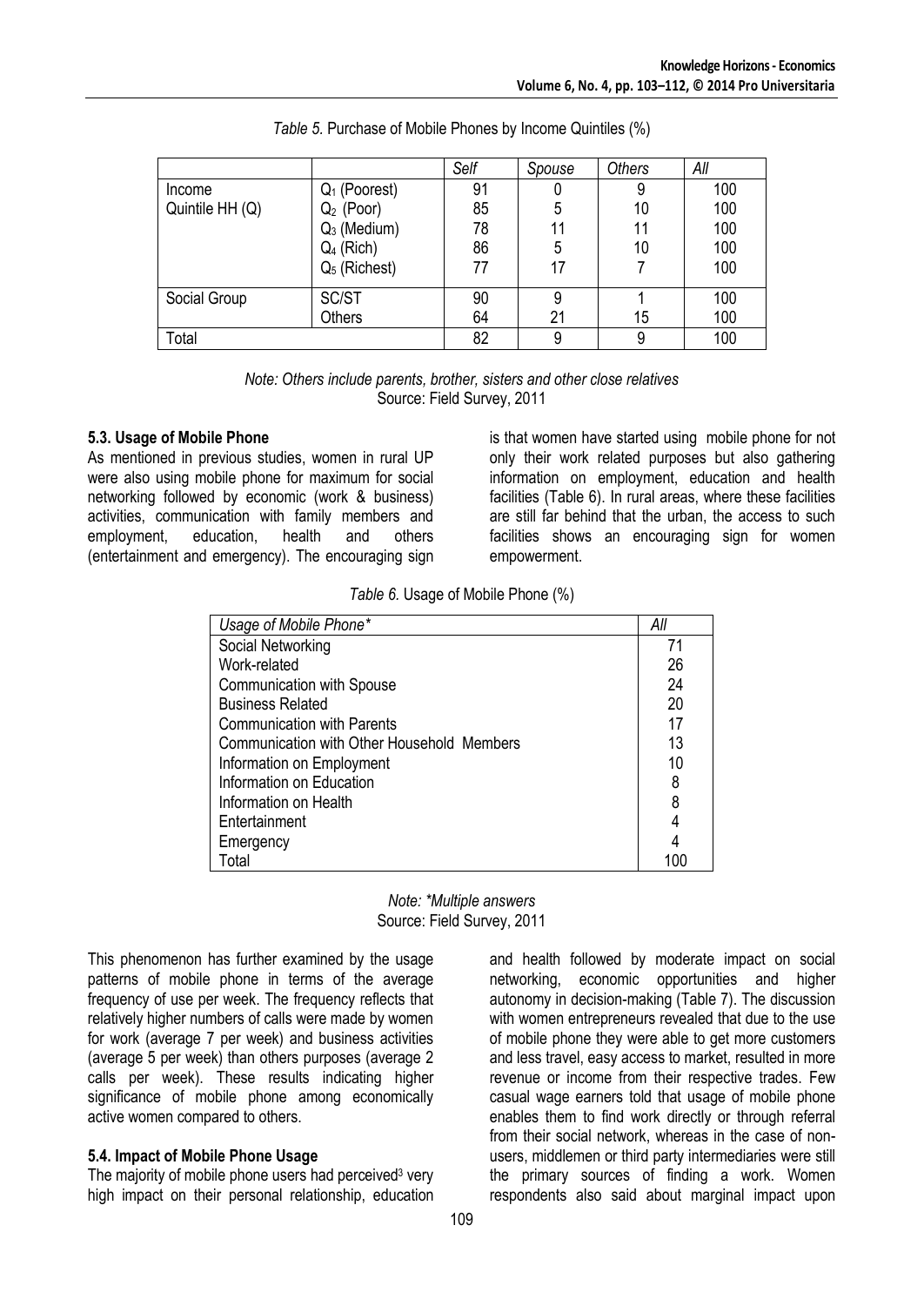*Table 5.* Purchase of Mobile Phones by Income Quintiles (%)

| | | *Self* | *Spouse* | *Others* | *All* |
|---|---|---|---|---|---|
| Income Quintile HH (Q) | $Q_1$ (Poorest) | 91 | 0 | 9 | 100 |
| | $Q_2$ (Poor) | 85 | 5 | 10 | 100 |
| | $Q_3$ (Medium) | 78 | 11 | 11 | 100 |
| | $Q_4$ (Rich) | 86 | 5 | 10 | 100 |
| | $Q_5$ (Richest) | 77 | 17 | 7 | 100 |
| Social Group | SC/ST | 90 | 9 | 1 | 100 |
| | Others | 64 | 21 | 15 | 100 |
| Total | | 82 | 9 | 9 | 100 |

*Note: Others include parents, brother, sisters and other close relatives*
Source: Field Survey, 2011

### 5.3. Usage of Mobile Phone

As mentioned in previous studies, women in rural UP were also using mobile phone for maximum for social networking followed by economic (work & business) activities, communication with family members and employment, education, health and others (entertainment and emergency). The encouraging sign is that women have started using mobile phone for not only their work related purposes but also gathering information on employment, education and health facilities (Table 6). In rural areas, where these facilities are still far behind that the urban, the access to such facilities shows an encouraging sign for women empowerment.

*Table 6.* Usage of Mobile Phone (%)

| *Usage of Mobile Phone\** | *All* |
|---|---|
| Social Networking | 71 |
| Work-related | 26 |
| Communication with Spouse | 24 |
| Business Related | 20 |
| Communication with Parents | 17 |
| Communication with Other Household Members | 13 |
| Information on Employment | 10 |
| Information on Education | 8 |
| Information on Health | 8 |
| Entertainment | 4 |
| Emergency | 4 |
| Total | 100 |

*Note: \*Multiple answers*
Source: Field Survey, 2011

This phenomenon has further examined by the usage patterns of mobile phone in terms of the average frequency of use per week. The frequency reflects that relatively higher numbers of calls were made by women for work (average 7 per week) and business activities (average 5 per week) than others purposes (average 2 calls per week). These results indicating higher significance of mobile phone among economically active women compared to others.

### 5.4. Impact of Mobile Phone Usage

The majority of mobile phone users had perceived[3] very high impact on their personal relationship, education and health followed by moderate impact on social networking, economic opportunities and higher autonomy in decision-making (Table 7). The discussion with women entrepreneurs revealed that due to the use of mobile phone they were able to get more customers and less travel, easy access to market, resulted in more revenue or income from their respective trades. Few casual wage earners told that usage of mobile phone enables them to find work directly or through referral from their social network, whereas in the case of non-users, middlemen or third party intermediaries were still the primary sources of finding a work. Women respondents also said about marginal impact upon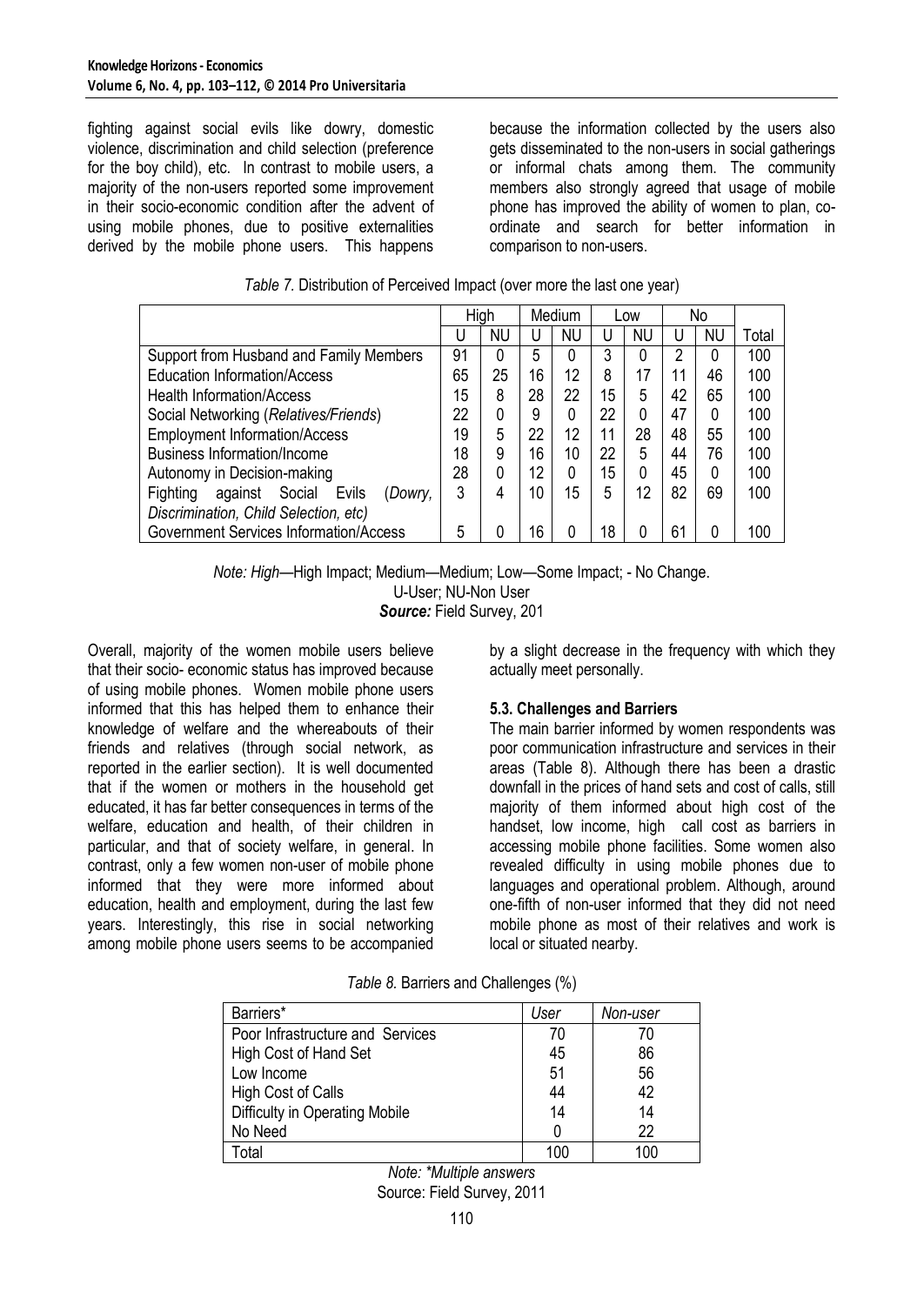fighting against social evils like dowry, domestic violence, discrimination and child selection (preference for the boy child), etc. In contrast to mobile users, a majority of the non-users reported some improvement in their socio-economic condition after the advent of using mobile phones, due to positive externalities derived by the mobile phone users. This happens because the information collected by the users also gets disseminated to the non-users in social gatherings or informal chats among them. The community members also strongly agreed that usage of mobile phone has improved the ability of women to plan, co-ordinate and search for better information in comparison to non-users.

*Table 7.* Distribution of Perceived Impact (over more the last one year)

| | High | | Medium | | Low | | No | | |
|---|---|---|---|---|---|---|---|---|---|
| | U | NU | U | NU | U | NU | U | NU | Total |
| Support from Husband and Family Members | 91 | 0 | 5 | 0 | 3 | 0 | 2 | 0 | 100 |
| Education Information/Access | 65 | 25 | 16 | 12 | 8 | 17 | 11 | 46 | 100 |
| Health Information/Access | 15 | 8 | 28 | 22 | 15 | 5 | 42 | 65 | 100 |
| Social Networking (*Relatives/Friends*) | 22 | 0 | 9 | 0 | 22 | 0 | 47 | 0 | 100 |
| Employment Information/Access | 19 | 5 | 22 | 12 | 11 | 28 | 48 | 55 | 100 |
| Business Information/Income | 18 | 9 | 16 | 10 | 22 | 5 | 44 | 76 | 100 |
| Autonomy in Decision-making | 28 | 0 | 12 | 0 | 15 | 0 | 45 | 0 | 100 |
| Fighting against Social Evils (*Dowry, Discrimination, Child Selection, etc)* | 3 | 4 | 10 | 15 | 5 | 12 | 82 | 69 | 100 |
| Government Services Information/Access | 5 | 0 | 16 | 0 | 18 | 0 | 61 | 0 | 100 |

*Note: High*—High Impact; Medium—Medium; Low—Some Impact; - No Change.
U-User; NU-Non User
***Source:*** Field Survey, 201

Overall, majority of the women mobile users believe that their socio- economic status has improved because of using mobile phones. Women mobile phone users informed that this has helped them to enhance their knowledge of welfare and the whereabouts of their friends and relatives (through social network, as reported in the earlier section). It is well documented that if the women or mothers in the household get educated, it has far better consequences in terms of the welfare, education and health, of their children in particular, and that of society welfare, in general. In contrast, only a few women non-user of mobile phone informed that they were more informed about education, health and employment, during the last few years. Interestingly, this rise in social networking among mobile phone users seems to be accompanied by a slight decrease in the frequency with which they actually meet personally.

### 5.3. Challenges and Barriers

The main barrier informed by women respondents was poor communication infrastructure and services in their areas (Table 8). Although there has been a drastic downfall in the prices of hand sets and cost of calls, still majority of them informed about high cost of the handset, low income, high call cost as barriers in accessing mobile phone facilities. Some women also revealed difficulty in using mobile phones due to languages and operational problem. Although, around one-fifth of non-user informed that they did not need mobile phone as most of their relatives and work is local or situated nearby.

*Table 8.* Barriers and Challenges (%)

| Barriers* | *User* | *Non-user* |
|---|---|---|
| Poor Infrastructure and Services | 70 | 70 |
| High Cost of Hand Set | 45 | 86 |
| Low Income | 51 | 56 |
| High Cost of Calls | 44 | 42 |
| Difficulty in Operating Mobile | 14 | 14 |
| No Need | 0 | 22 |
| Total | 100 | 100 |

*Note: \*Multiple answers*
Source: Field Survey, 2011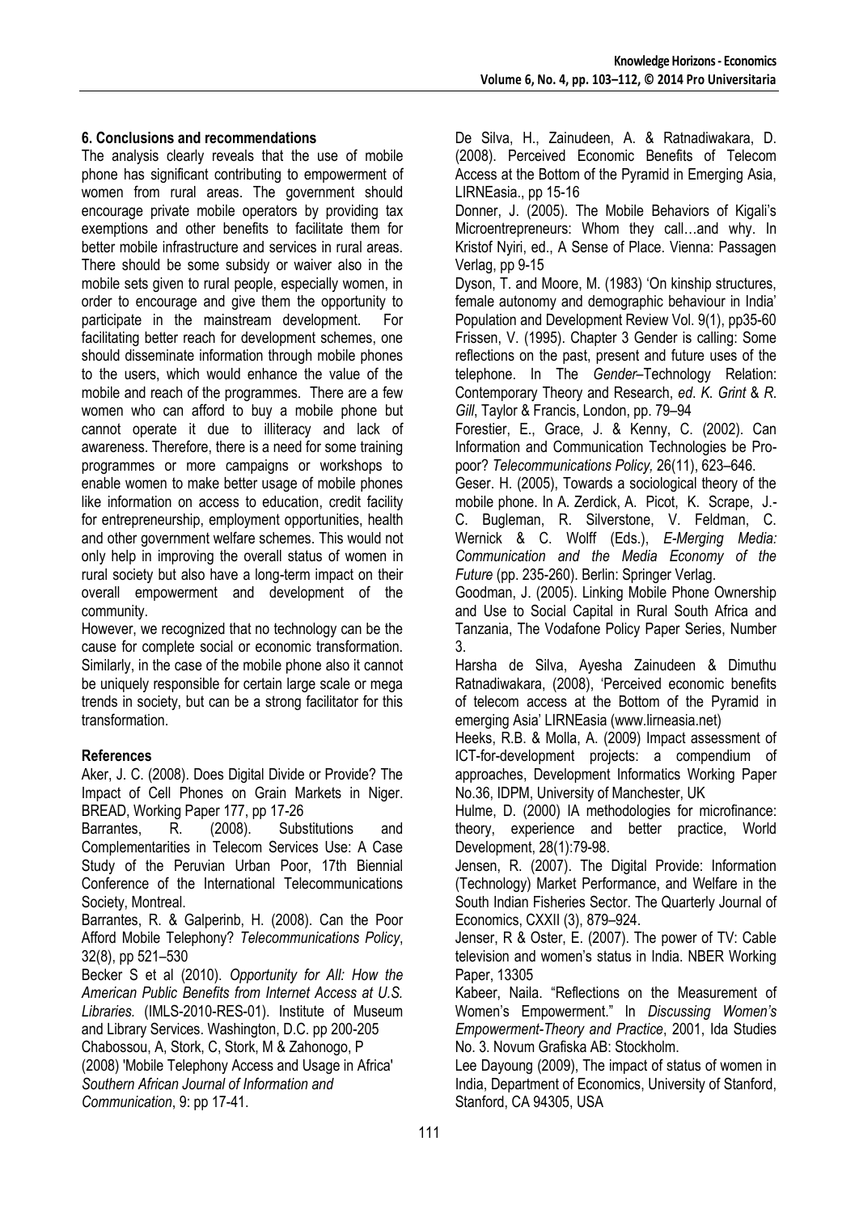### 6. Conclusions and recommendations

The analysis clearly reveals that the use of mobile phone has significant contributing to empowerment of women from rural areas. The government should encourage private mobile operators by providing tax exemptions and other benefits to facilitate them for better mobile infrastructure and services in rural areas. There should be some subsidy or waiver also in the mobile sets given to rural people, especially women, in order to encourage and give them the opportunity to participate in the mainstream development. For facilitating better reach for development schemes, one should disseminate information through mobile phones to the users, which would enhance the value of the mobile and reach of the programmes. There are a few women who can afford to buy a mobile phone but cannot operate it due to illiteracy and lack of awareness. Therefore, there is a need for some training programmes or more campaigns or workshops to enable women to make better usage of mobile phones like information on access to education, credit facility for entrepreneurship, employment opportunities, health and other government welfare schemes. This would not only help in improving the overall status of women in rural society but also have a long-term impact on their overall empowerment and development of the community.

However, we recognized that no technology can be the cause for complete social or economic transformation. Similarly, in the case of the mobile phone also it cannot be uniquely responsible for certain large scale or mega trends in society, but can be a strong facilitator for this transformation.

### References

Aker, J. C. (2008). Does Digital Divide or Provide? The Impact of Cell Phones on Grain Markets in Niger. BREAD, Working Paper 177, pp 17-26

Barrantes, R. (2008). Substitutions and Complementarities in Telecom Services Use: A Case Study of the Peruvian Urban Poor, 17th Biennial Conference of the International Telecommunications Society, Montreal.

Barrantes, R. & Galperinb, H. (2008). Can the Poor Afford Mobile Telephony? *Telecommunications Policy*, 32(8), pp 521–530

Becker S et al (2010). *Opportunity for All: How the American Public Benefits from Internet Access at U.S. Libraries.* (IMLS-2010-RES-01). Institute of Museum and Library Services. Washington, D.C. pp 200-205

Chabossou, A, Stork, C, Stork, M & Zahonogo, P (2008) 'Mobile Telephony Access and Usage in Africa' *Southern African Journal of Information and Communication*, 9: pp 17-41.

De Silva, H., Zainudeen, A. & Ratnadiwakara, D. (2008). Perceived Economic Benefits of Telecom Access at the Bottom of the Pyramid in Emerging Asia, LIRNEasia., pp 15-16

Donner, J. (2005). The Mobile Behaviors of Kigali's Microentrepreneurs: Whom they call…and why. In Kristof Nyiri, ed., A Sense of Place. Vienna: Passagen Verlag, pp 9-15

Dyson, T. and Moore, M. (1983) 'On kinship structures, female autonomy and demographic behaviour in India' Population and Development Review Vol. 9(1), pp35-60

Frissen, V. (1995). Chapter 3 Gender is calling: Some reflections on the past, present and future uses of the telephone. In The *Gender*–Technology Relation: Contemporary Theory and Research, *ed. K. Grint* & *R. Gill*, Taylor & Francis, London, pp. 79–94

Forestier, E., Grace, J. & Kenny, C. (2002). Can Information and Communication Technologies be Pro-poor? *Telecommunications Policy,* 26(11), 623–646.

Geser. H. (2005), Towards a sociological theory of the mobile phone. In A. Zerdick, A. Picot, K. Scrape, J.-C. Bugleman, R. Silverstone, V. Feldman, C. Wernick & C. Wolff (Eds.), *E-Merging Media: Communication and the Media Economy of the Future* (pp. 235-260). Berlin: Springer Verlag.

Goodman, J. (2005). Linking Mobile Phone Ownership and Use to Social Capital in Rural South Africa and Tanzania, The Vodafone Policy Paper Series, Number 3.

Harsha de Silva, Ayesha Zainudeen & Dimuthu Ratnadiwakara, (2008), 'Perceived economic benefits of telecom access at the Bottom of the Pyramid in emerging Asia' LIRNEasia (www.lirneasia.net)

Heeks, R.B. & Molla, A. (2009) Impact assessment of ICT-for-development projects: a compendium of approaches, Development Informatics Working Paper No.36, IDPM, University of Manchester, UK

Hulme, D. (2000) IA methodologies for microfinance: theory, experience and better practice, World Development, 28(1):79-98.

Jensen, R. (2007). The Digital Provide: Information (Technology) Market Performance, and Welfare in the South Indian Fisheries Sector. The Quarterly Journal of Economics, CXXII (3), 879–924.

Jenser, R & Oster, E. (2007). The power of TV: Cable television and women's status in India. NBER Working Paper, 13305

Kabeer, Naila. "Reflections on the Measurement of Women's Empowerment." In *Discussing Women's Empowerment-Theory and Practice*, 2001, Ida Studies No. 3. Novum Grafiska AB: Stockholm.

Lee Dayoung (2009), The impact of status of women in India, Department of Economics, University of Stanford, Stanford, CA 94305, USA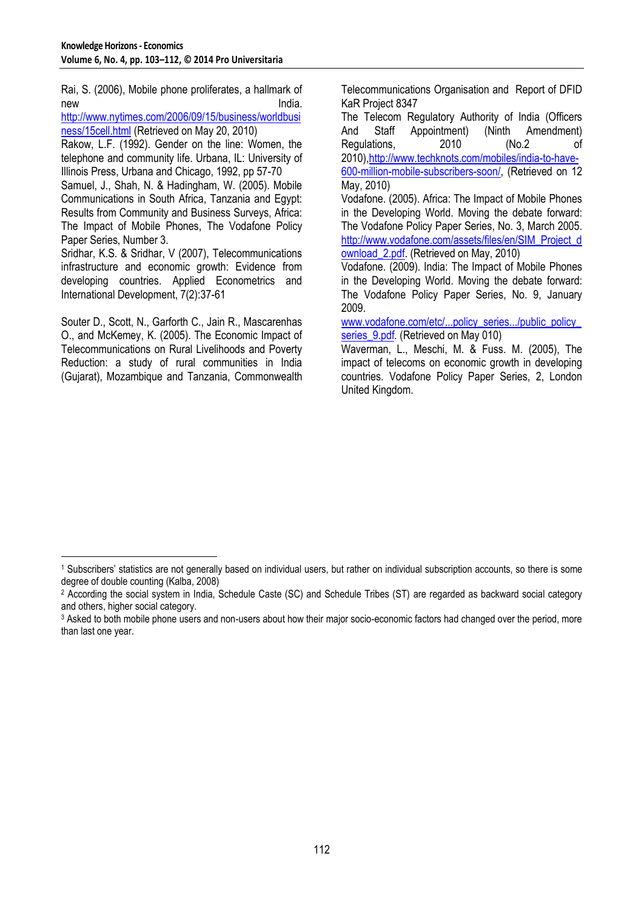Rai, S. (2006), Mobile phone proliferates, a hallmark of new India. http://www.nytimes.com/2006/09/15/business/worldbusiness/15cell.html (Retrieved on May 20, 2010)

Rakow, L.F. (1992). Gender on the line: Women, the telephone and community life. Urbana, IL: University of Illinois Press, Urbana and Chicago, 1992, pp 57-70

Samuel, J., Shah, N. & Hadingham, W. (2005). Mobile Communications in South Africa, Tanzania and Egypt: Results from Community and Business Surveys, Africa: The Impact of Mobile Phones, The Vodafone Policy Paper Series, Number 3.

Sridhar, K.S. & Sridhar, V (2007), Telecommunications infrastructure and economic growth: Evidence from developing countries. Applied Econometrics and International Development, 7(2):37-61

Souter D., Scott, N., Garforth C., Jain R., Mascarenhas O., and McKemey, K. (2005). The Economic Impact of Telecommunications on Rural Livelihoods and Poverty Reduction: a study of rural communities in India (Gujarat), Mozambique and Tanzania, Commonwealth Telecommunications Organisation and Report of DFID KaR Project 8347

The Telecom Regulatory Authority of India (Officers And Staff Appointment) (Ninth Amendment) Regulations, 2010 (No.2 of 2010),http://www.techknots.com/mobiles/india-to-have-600-million-mobile-subscribers-soon/, (Retrieved on 12 May, 2010)

Vodafone. (2005). Africa: The Impact of Mobile Phones in the Developing World. Moving the debate forward: The Vodafone Policy Paper Series, No. 3, March 2005. http://www.vodafone.com/assets/files/en/SIM_Project_download_2.pdf. (Retrieved on May, 2010)

Vodafone. (2009). India: The Impact of Mobile Phones in the Developing World. Moving the debate forward: The Vodafone Policy Paper Series, No. 9, January 2009. www.vodafone.com/etc/...policy_series.../public_policy_series_9.pdf. (Retrieved on May 010)

Waverman, L., Meschi, M. & Fuss. M. (2005), The impact of telecoms on economic growth in developing countries. Vodafone Policy Paper Series, 2, London United Kingdom.

---

[1] Subscribers' statistics are not generally based on individual users, but rather on individual subscription accounts, so there is some degree of double counting (Kalba, 2008)

[2] According the social system in India, Schedule Caste (SC) and Schedule Tribes (ST) are regarded as backward social category and others, higher social category.

[3] Asked to both mobile phone users and non-users about how their major socio-economic factors had changed over the period, more than last one year.